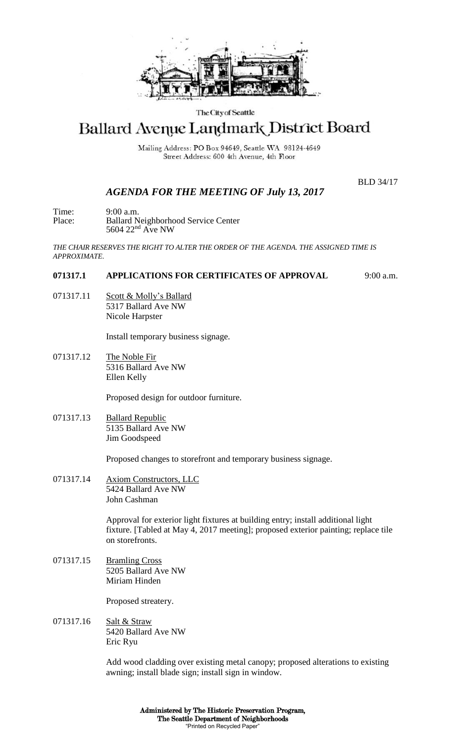The City of Seattle

# Ballard Avenue Landmark District Board

Mailing Address: PO Box 94649, Seattle WA 98124-4649
Street Address: 600 4th Avenue, 4th Floor

BLD 34/17

## *AGENDA FOR THE MEETING OF July 13, 2017*

Time: 9:00 a.m.
Place: Ballard Neighborhood Service Center
5604 22nd Ave NW

*THE CHAIR RESERVES THE RIGHT TO ALTER THE ORDER OF THE AGENDA. THE ASSIGNED TIME IS APPROXIMATE.*

**071317.1 APPLICATIONS FOR CERTIFICATES OF APPROVAL** 9:00 a.m.

071317.11 Scott & Molly's Ballard
5317 Ballard Ave NW
Nicole Harpster

Install temporary business signage.

071317.12 The Noble Fir
5316 Ballard Ave NW
Ellen Kelly

Proposed design for outdoor furniture.

071317.13 Ballard Republic
5135 Ballard Ave NW
Jim Goodspeed

Proposed changes to storefront and temporary business signage.

071317.14 Axiom Constructors, LLC
5424 Ballard Ave NW
John Cashman

Approval for exterior light fixtures at building entry; install additional light fixture. [Tabled at May 4, 2017 meeting]; proposed exterior painting; replace tile on storefronts.

071317.15 Bramling Cross
5205 Ballard Ave NW
Miriam Hinden

Proposed streatery.

071317.16 Salt & Straw
5420 Ballard Ave NW
Eric Ryu

Add wood cladding over existing metal canopy; proposed alterations to existing awning; install blade sign; install sign in window.

**Administered by The Historic Preservation Program,**
**The Seattle Department of Neighborhoods**
"Printed on Recycled Paper"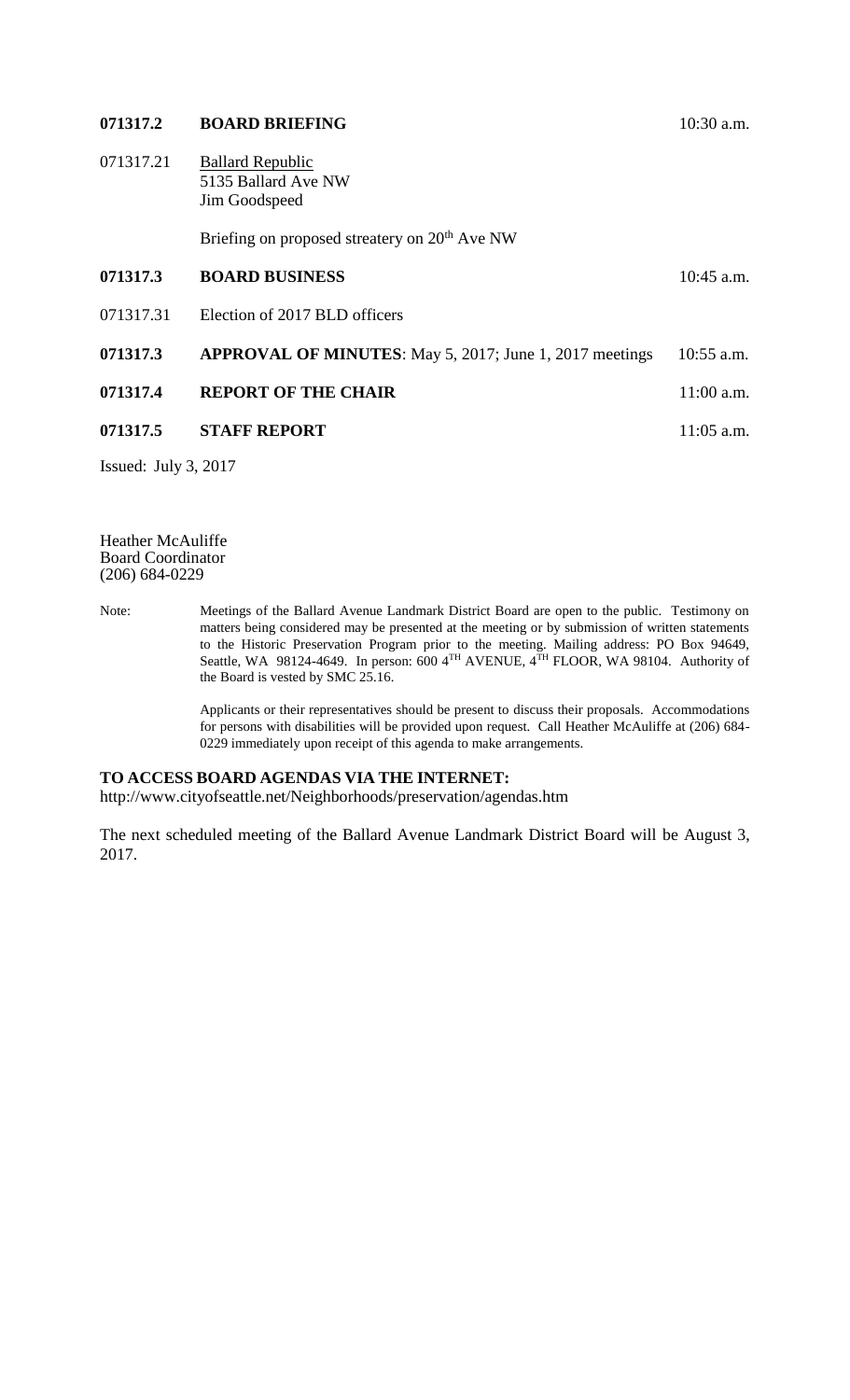**071317.2 BOARD BRIEFING** 10:30 a.m.

071317.21 Ballard Republic
5135 Ballard Ave NW
Jim Goodspeed

Briefing on proposed streatery on 20th Ave NW

**071317.3 BOARD BUSINESS** 10:45 a.m.

071317.31 Election of 2017 BLD officers

**071317.3 APPROVAL OF MINUTES**: May 5, 2017; June 1, 2017 meetings 10:55 a.m.

**071317.4 REPORT OF THE CHAIR** 11:00 a.m.

**071317.5 STAFF REPORT** 11:05 a.m.

Issued: July 3, 2017

Heather McAuliffe
Board Coordinator
(206) 684-0229

Note: Meetings of the Ballard Avenue Landmark District Board are open to the public. Testimony on matters being considered may be presented at the meeting or by submission of written statements to the Historic Preservation Program prior to the meeting. Mailing address: PO Box 94649, Seattle, WA 98124-4649. In person: 600 4TH AVENUE, 4TH FLOOR, WA 98104. Authority of the Board is vested by SMC 25.16.

Applicants or their representatives should be present to discuss their proposals. Accommodations for persons with disabilities will be provided upon request. Call Heather McAuliffe at (206) 684-0229 immediately upon receipt of this agenda to make arrangements.

**TO ACCESS BOARD AGENDAS VIA THE INTERNET:**
http://www.cityofseattle.net/Neighborhoods/preservation/agendas.htm

The next scheduled meeting of the Ballard Avenue Landmark District Board will be August 3, 2017.